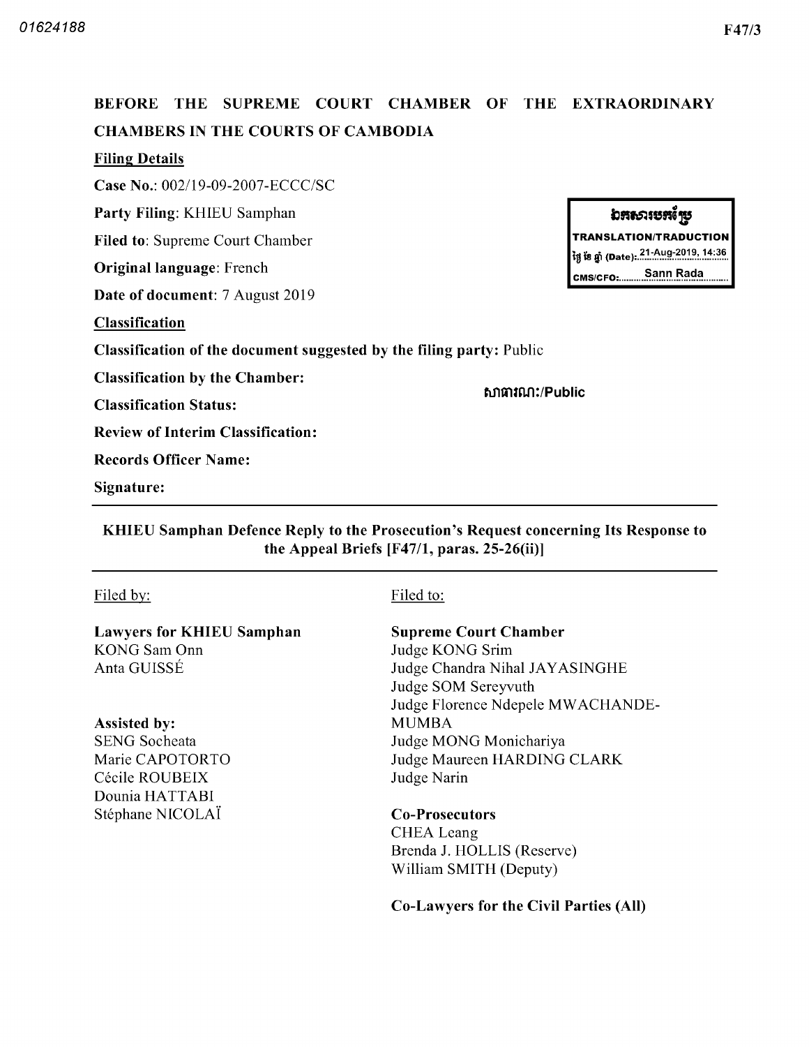01624188

F47/3

**BEFORE THE SUPREME COURT CHAMBER OF THE EXTRAORDINARY CHAMBERS IN THE COURTS OF CAMBODIA**

**Filing Details**

**Case No.**: 002/19-09-2007-ECCC/SC

**Party Filing**: KHIEU Samphan

**Filed to**: Supreme Court Chamber

**Original language**: French

**Date of document**: 7 August 2019

| ឯកសារបកប្រែ |
|---|
| **TRANSLATION/TRADUCTION** |
| ថ្ងៃ ខែ ឆ្នាំ (Date): 21-Aug-2019, 14:36 |
| CMS/CFO: Sann Rada |

**Classification**

**Classification of the document suggested by the filing party:** Public

**Classification by the Chamber:** សាធារណៈ/Public

**Classification Status:**

**Review of Interim Classification:**

**Records Officer Name:**

**Signature:**

---

**KHIEU Samphan Defence Reply to the Prosecution's Request concerning Its Response to the Appeal Briefs [F47/1, paras. 25-26(ii)]**

---

Filed by:

**Lawyers for KHIEU Samphan**
KONG Sam Onn
Anta GUISSÉ

**Assisted by:**
SENG Socheata
Marie CAPOTORTO
Cécile ROUBEIX
Dounia HATTABI
Stéphane NICOLAÏ

Filed to:

**Supreme Court Chamber**
Judge KONG Srim
Judge Chandra Nihal JAYASINGHE
Judge SOM Sereyvuth
Judge Florence Ndepele MWACHANDE-MUMBA
Judge MONG Monichariya
Judge Maureen HARDING CLARK
Judge Narin

**Co-Prosecutors**
CHEA Leang
Brenda J. HOLLIS (Reserve)
William SMITH (Deputy)

**Co-Lawyers for the Civil Parties (All)**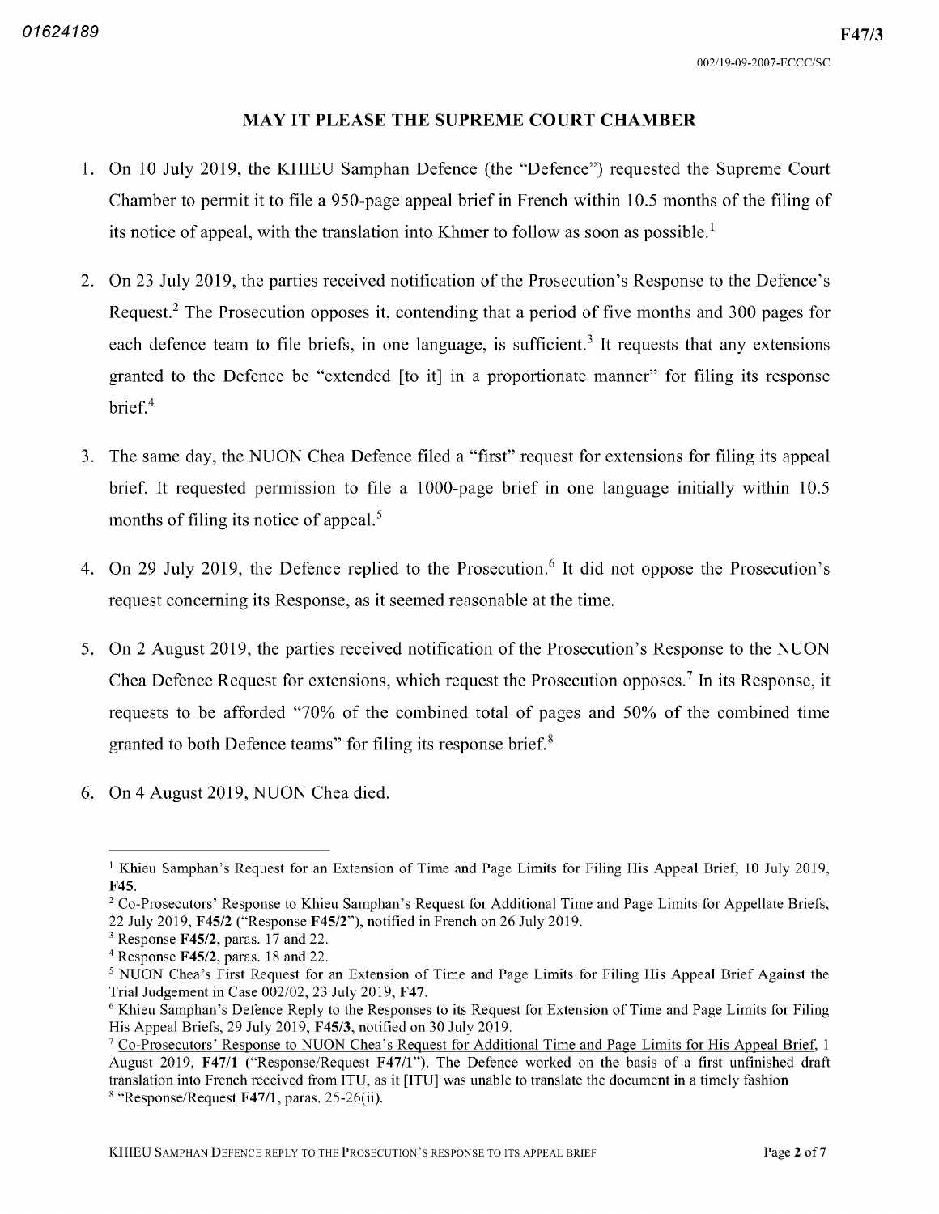## MAY IT PLEASE THE SUPREME COURT CHAMBER

1. On 10 July 2019, the KHIEU Samphan Defence (the "Defence") requested the Supreme Court Chamber to permit it to file a 950-page appeal brief in French within 10.5 months of the filing of its notice of appeal, with the translation into Khmer to follow as soon as possible.[1]

2. On 23 July 2019, the parties received notification of the Prosecution's Response to the Defence's Request.[2] The Prosecution opposes it, contending that a period of five months and 300 pages for each defence team to file briefs, in one language, is sufficient.[3] It requests that any extensions granted to the Defence be "extended [to it] in a proportionate manner" for filing its response brief.[4]

3. The same day, the NUON Chea Defence filed a "first" request for extensions for filing its appeal brief. It requested permission to file a 1000-page brief in one language initially within 10.5 months of filing its notice of appeal.[5]

4. On 29 July 2019, the Defence replied to the Prosecution.[6] It did not oppose the Prosecution's request concerning its Response, as it seemed reasonable at the time.

5. On 2 August 2019, the parties received notification of the Prosecution's Response to the NUON Chea Defence Request for extensions, which request the Prosecution opposes.[7] In its Response, it requests to be afforded "70% of the combined total of pages and 50% of the combined time granted to both Defence teams" for filing its response brief.[8]

6. On 4 August 2019, NUON Chea died.

---

[1] Khieu Samphan's Request for an Extension of Time and Page Limits for Filing His Appeal Brief, 10 July 2019, **F45**.

[2] Co-Prosecutors' Response to Khieu Samphan's Request for Additional Time and Page Limits for Appellate Briefs, 22 July 2019, **F45/2** ("Response **F45/2**"), notified in French on 26 July 2019.

[3] Response **F45/2**, paras. 17 and 22.

[4] Response **F45/2**, paras. 18 and 22.

[5] NUON Chea's First Request for an Extension of Time and Page Limits for Filing His Appeal Brief Against the Trial Judgement in Case 002/02, 23 July 2019, **F47**.

[6] Khieu Samphan's Defence Reply to the Responses to its Request for Extension of Time and Page Limits for Filing His Appeal Briefs, 29 July 2019, **F45/3**, notified on 30 July 2019.

[7] Co-Prosecutors' Response to NUON Chea's Request for Additional Time and Page Limits for His Appeal Brief, 1 August 2019, **F47/1** ("Response/Request **F47/1**"). The Defence worked on the basis of a first unfinished draft translation into French received from ITU, as it [ITU] was unable to translate the document in a timely fashion

[8] "Response/Request **F47/1**, paras. 25-26(ii).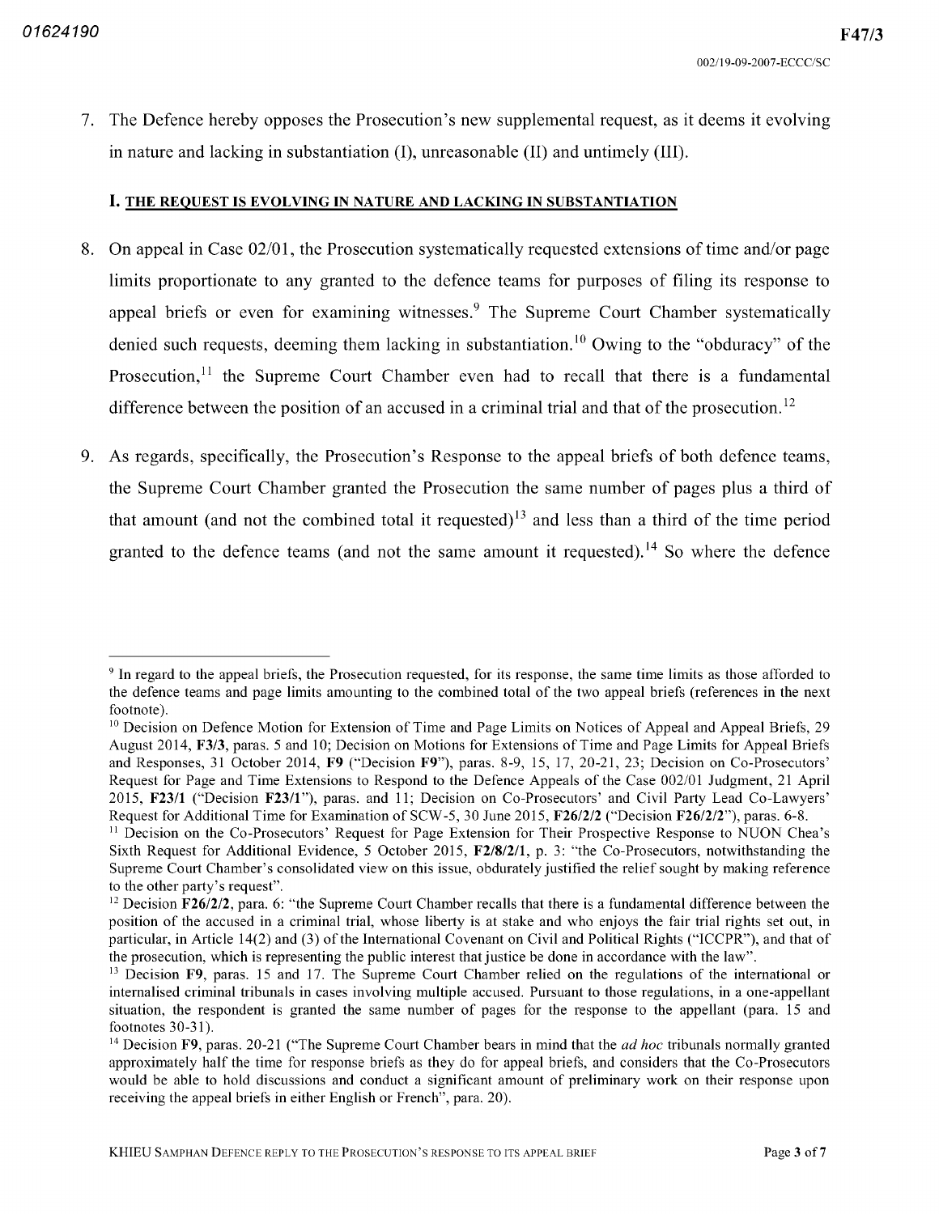7. The Defence hereby opposes the Prosecution's new supplemental request, as it deems it evolving in nature and lacking in substantiation (I), unreasonable (II) and untimely (III).

## I. THE REQUEST IS EVOLVING IN NATURE AND LACKING IN SUBSTANTIATION

8. On appeal in Case 02/01, the Prosecution systematically requested extensions of time and/or page limits proportionate to any granted to the defence teams for purposes of filing its response to appeal briefs or even for examining witnesses.[9] The Supreme Court Chamber systematically denied such requests, deeming them lacking in substantiation.[10] Owing to the "obduracy" of the Prosecution,[11] the Supreme Court Chamber even had to recall that there is a fundamental difference between the position of an accused in a criminal trial and that of the prosecution.[12]

9. As regards, specifically, the Prosecution's Response to the appeal briefs of both defence teams, the Supreme Court Chamber granted the Prosecution the same number of pages plus a third of that amount (and not the combined total it requested)[13] and less than a third of the time period granted to the defence teams (and not the same amount it requested).[14] So where the defence

---

[9] In regard to the appeal briefs, the Prosecution requested, for its response, the same time limits as those afforded to the defence teams and page limits amounting to the combined total of the two appeal briefs (references in the next footnote).

[10] Decision on Defence Motion for Extension of Time and Page Limits on Notices of Appeal and Appeal Briefs, 29 August 2014, **F3/3**, paras. 5 and 10; Decision on Motions for Extensions of Time and Page Limits for Appeal Briefs and Responses, 31 October 2014, **F9** ("Decision **F9**"), paras. 8-9, 15, 17, 20-21, 23; Decision on Co-Prosecutors' Request for Page and Time Extensions to Respond to the Defence Appeals of the Case 002/01 Judgment, 21 April 2015, **F23/1** ("Decision **F23/1**"), paras. and 11; Decision on Co-Prosecutors' and Civil Party Lead Co-Lawyers' Request for Additional Time for Examination of SCW-5, 30 June 2015, **F26/2/2** ("Decision **F26/2/2**"), paras. 6-8.

[11] Decision on the Co-Prosecutors' Request for Page Extension for Their Prospective Response to NUON Chea's Sixth Request for Additional Evidence, 5 October 2015, **F2/8/2/1**, p. 3: "the Co-Prosecutors, notwithstanding the Supreme Court Chamber's consolidated view on this issue, obdurately justified the relief sought by making reference to the other party's request".

[12] Decision **F26/2/2**, para. 6: "the Supreme Court Chamber recalls that there is a fundamental difference between the position of the accused in a criminal trial, whose liberty is at stake and who enjoys the fair trial rights set out, in particular, in Article 14(2) and (3) of the International Covenant on Civil and Political Rights ("ICCPR"), and that of the prosecution, which is representing the public interest that justice be done in accordance with the law".

[13] Decision **F9**, paras. 15 and 17. The Supreme Court Chamber relied on the regulations of the international or internalised criminal tribunals in cases involving multiple accused. Pursuant to those regulations, in a one-appellant situation, the respondent is granted the same number of pages for the response to the appellant (para. 15 and footnotes 30-31).

[14] Decision **F9**, paras. 20-21 ("The Supreme Court Chamber bears in mind that the *ad hoc* tribunals normally granted approximately half the time for response briefs as they do for appeal briefs, and considers that the Co-Prosecutors would be able to hold discussions and conduct a significant amount of preliminary work on their response upon receiving the appeal briefs in either English or French", para. 20).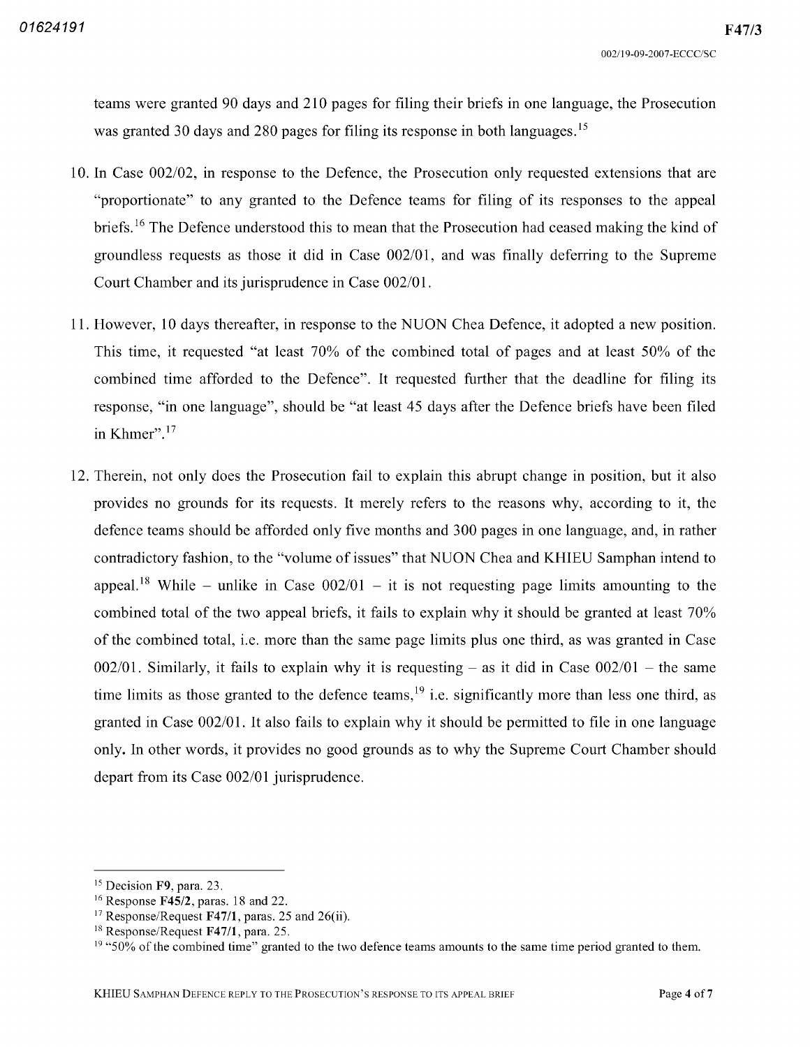teams were granted 90 days and 210 pages for filing their briefs in one language, the Prosecution was granted 30 days and 280 pages for filing its response in both languages.[15]

10. In Case 002/02, in response to the Defence, the Prosecution only requested extensions that are "proportionate" to any granted to the Defence teams for filing of its responses to the appeal briefs.[16] The Defence understood this to mean that the Prosecution had ceased making the kind of groundless requests as those it did in Case 002/01, and was finally deferring to the Supreme Court Chamber and its jurisprudence in Case 002/01.

11. However, 10 days thereafter, in response to the NUON Chea Defence, it adopted a new position. This time, it requested "at least 70% of the combined total of pages and at least 50% of the combined time afforded to the Defence". It requested further that the deadline for filing its response, "in one language", should be "at least 45 days after the Defence briefs have been filed in Khmer".[17]

12. Therein, not only does the Prosecution fail to explain this abrupt change in position, but it also provides no grounds for its requests. It merely refers to the reasons why, according to it, the defence teams should be afforded only five months and 300 pages in one language, and, in rather contradictory fashion, to the "volume of issues" that NUON Chea and KHIEU Samphan intend to appeal.[18] While – unlike in Case 002/01 – it is not requesting page limits amounting to the combined total of the two appeal briefs, it fails to explain why it should be granted at least 70% of the combined total, i.e. more than the same page limits plus one third, as was granted in Case 002/01. Similarly, it fails to explain why it is requesting – as it did in Case 002/01 – the same time limits as those granted to the defence teams,[19] i.e. significantly more than less one third, as granted in Case 002/01. It also fails to explain why it should be permitted to file in one language only. In other words, it provides no good grounds as to why the Supreme Court Chamber should depart from its Case 002/01 jurisprudence.

---

[15] Decision **F9**, para. 23.

[16] Response **F45/2**, paras. 18 and 22.

[17] Response/Request **F47/1**, paras. 25 and 26(ii).

[18] Response/Request **F47/1**, para. 25.

[19] "50% of the combined time" granted to the two defence teams amounts to the same time period granted to them.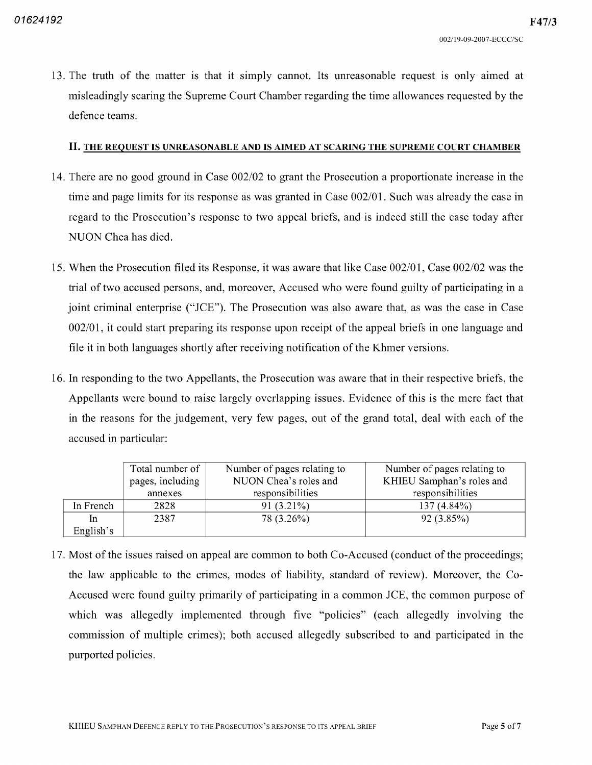13. The truth of the matter is that it simply cannot. Its unreasonable request is only aimed at misleadingly scaring the Supreme Court Chamber regarding the time allowances requested by the defence teams.

## II. THE REQUEST IS UNREASONABLE AND IS AIMED AT SCARING THE SUPREME COURT CHAMBER

14. There are no good ground in Case 002/02 to grant the Prosecution a proportionate increase in the time and page limits for its response as was granted in Case 002/01. Such was already the case in regard to the Prosecution's response to two appeal briefs, and is indeed still the case today after NUON Chea has died.

15. When the Prosecution filed its Response, it was aware that like Case 002/01, Case 002/02 was the trial of two accused persons, and, moreover, Accused who were found guilty of participating in a joint criminal enterprise ("JCE"). The Prosecution was also aware that, as was the case in Case 002/01, it could start preparing its response upon receipt of the appeal briefs in one language and file it in both languages shortly after receiving notification of the Khmer versions.

16. In responding to the two Appellants, the Prosecution was aware that in their respective briefs, the Appellants were bound to raise largely overlapping issues. Evidence of this is the mere fact that in the reasons for the judgement, very few pages, out of the grand total, deal with each of the accused in particular:

| | Total number of pages, including annexes | Number of pages relating to NUON Chea's roles and responsibilities | Number of pages relating to KHIEU Samphan's roles and responsibilities |
|---|---|---|---|
| In French | 2828 | 91 (3.21%) | 137 (4.84%) |
| In English's | 2387 | 78 (3.26%) | 92 (3.85%) |

17. Most of the issues raised on appeal are common to both Co-Accused (conduct of the proceedings; the law applicable to the crimes, modes of liability, standard of review). Moreover, the Co-Accused were found guilty primarily of participating in a common JCE, the common purpose of which was allegedly implemented through five "policies" (each allegedly involving the commission of multiple crimes); both accused allegedly subscribed to and participated in the purported policies.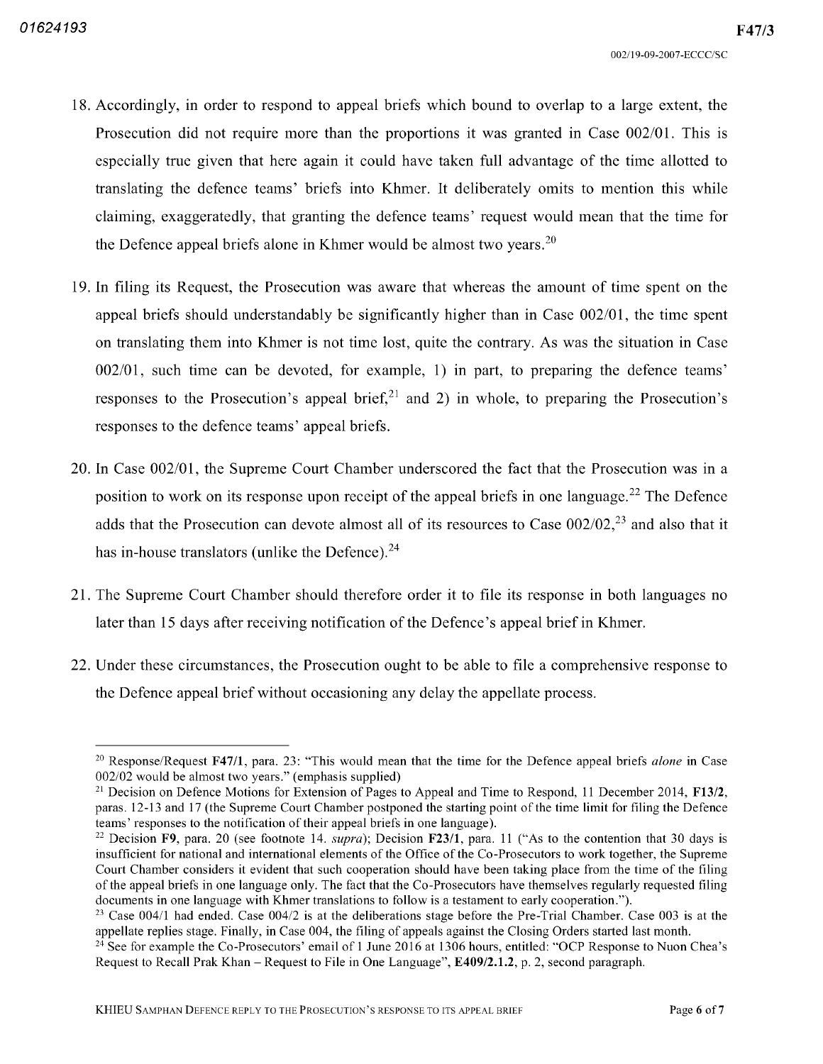18. Accordingly, in order to respond to appeal briefs which bound to overlap to a large extent, the Prosecution did not require more than the proportions it was granted in Case 002/01. This is especially true given that here again it could have taken full advantage of the time allotted to translating the defence teams' briefs into Khmer. It deliberately omits to mention this while claiming, exaggeratedly, that granting the defence teams' request would mean that the time for the Defence appeal briefs alone in Khmer would be almost two years.[20]

19. In filing its Request, the Prosecution was aware that whereas the amount of time spent on the appeal briefs should understandably be significantly higher than in Case 002/01, the time spent on translating them into Khmer is not time lost, quite the contrary. As was the situation in Case 002/01, such time can be devoted, for example, 1) in part, to preparing the defence teams' responses to the Prosecution's appeal brief,[21] and 2) in whole, to preparing the Prosecution's responses to the defence teams' appeal briefs.

20. In Case 002/01, the Supreme Court Chamber underscored the fact that the Prosecution was in a position to work on its response upon receipt of the appeal briefs in one language.[22] The Defence adds that the Prosecution can devote almost all of its resources to Case 002/02,[23] and also that it has in-house translators (unlike the Defence).[24]

21. The Supreme Court Chamber should therefore order it to file its response in both languages no later than 15 days after receiving notification of the Defence's appeal brief in Khmer.

22. Under these circumstances, the Prosecution ought to be able to file a comprehensive response to the Defence appeal brief without occasioning any delay the appellate process.

---

[20] Response/Request **F47/1**, para. 23: "This would mean that the time for the Defence appeal briefs *alone* in Case 002/02 would be almost two years." (emphasis supplied)

[21] Decision on Defence Motions for Extension of Pages to Appeal and Time to Respond, 11 December 2014, **F13/2**, paras. 12-13 and 17 (the Supreme Court Chamber postponed the starting point of the time limit for filing the Defence teams' responses to the notification of their appeal briefs in one language).

[22] Decision **F9**, para. 20 (see footnote 14. *supra*); Decision **F23/1**, para. 11 ("As to the contention that 30 days is insufficient for national and international elements of the Office of the Co-Prosecutors to work together, the Supreme Court Chamber considers it evident that such cooperation should have been taking place from the time of the filing of the appeal briefs in one language only. The fact that the Co-Prosecutors have themselves regularly requested filing documents in one language with Khmer translations to follow is a testament to early cooperation.").

[23] Case 004/1 had ended. Case 004/2 is at the deliberations stage before the Pre-Trial Chamber. Case 003 is at the appellate replies stage. Finally, in Case 004, the filing of appeals against the Closing Orders started last month.

[24] See for example the Co-Prosecutors' email of 1 June 2016 at 1306 hours, entitled: "OCP Response to Nuon Chea's Request to Recall Prak Khan – Request to File in One Language", **E409/2.1.2**, p. 2, second paragraph.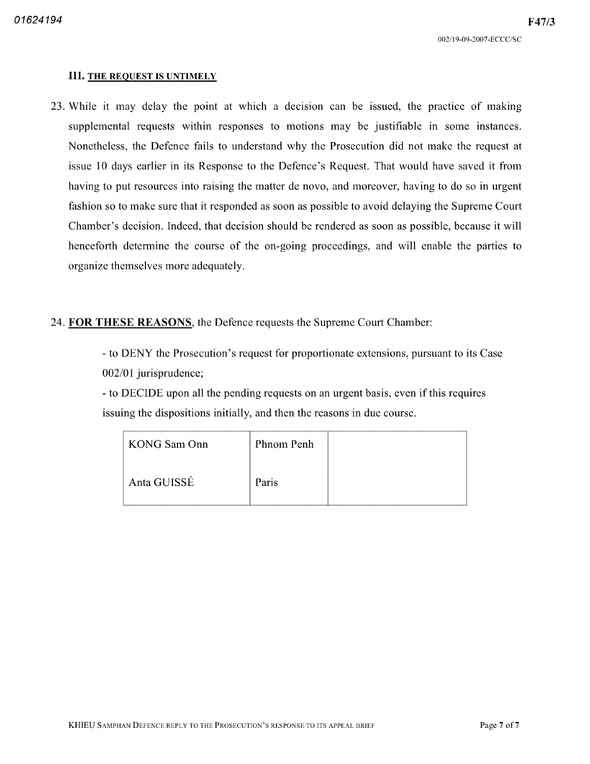### III. THE REQUEST IS UNTIMELY

23. While it may delay the point at which a decision can be issued, the practice of making supplemental requests within responses to motions may be justifiable in some instances. Nonetheless, the Defence fails to understand why the Prosecution did not make the request at issue 10 days earlier in its Response to the Defence's Request. That would have saved it from having to put resources into raising the matter de novo, and moreover, having to do so in urgent fashion so to make sure that it responded as soon as possible to avoid delaying the Supreme Court Chamber's decision. Indeed, that decision should be rendered as soon as possible, because it will henceforth determine the course of the on-going proceedings, and will enable the parties to organize themselves more adequately.

24. **FOR THESE REASONS**, the Defence requests the Supreme Court Chamber:

    - to DENY the Prosecution's request for proportionate extensions, pursuant to its Case 002/01 jurisprudence;
    - to DECIDE upon all the pending requests on an urgent basis, even if this requires issuing the dispositions initially, and then the reasons in due course.

| | | |
|---|---|---|
| KONG Sam Onn | Phnom Penh | |
| Anta GUISSÉ | Paris | |